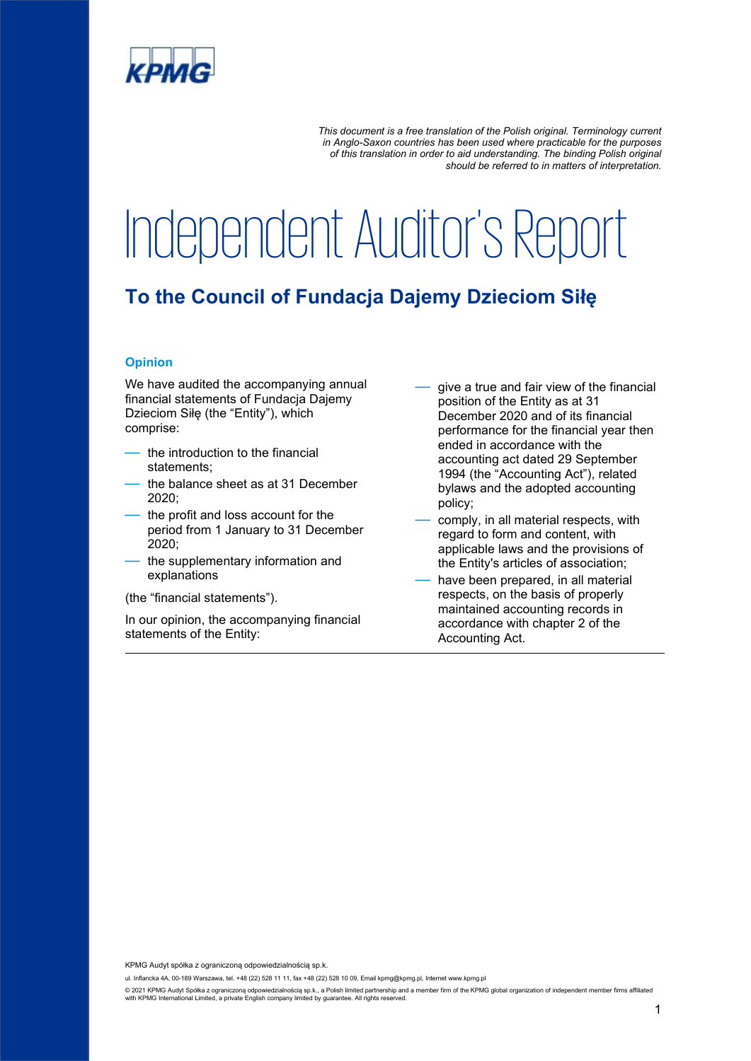*This document is a free translation of the Polish original. Terminology current in Anglo-Saxon countries has been used where practicable for the purposes of this translation in order to aid understanding. The binding Polish original should be referred to in matters of interpretation.*

# Independent Auditor's Report

## To the Council of Fundacja Dajemy Dzieciom Siłę

### Opinion

We have audited the accompanying annual financial statements of Fundacja Dajemy Dzieciom Siłę (the "Entity"), which comprise:

- the introduction to the financial statements;
- the balance sheet as at 31 December 2020;
- the profit and loss account for the period from 1 January to 31 December 2020;
- the supplementary information and explanations

(the "financial statements").

In our opinion, the accompanying financial statements of the Entity:

- give a true and fair view of the financial position of the Entity as at 31 December 2020 and of its financial performance for the financial year then ended in accordance with the accounting act dated 29 September 1994 (the "Accounting Act"), related bylaws and the adopted accounting policy;
- comply, in all material respects, with regard to form and content, with applicable laws and the provisions of the Entity's articles of association;
- have been prepared, in all material respects, on the basis of properly maintained accounting records in accordance with chapter 2 of the Accounting Act.

KPMG Audyt spółka z ograniczoną odpowiedzialnością sp.k.

ul. Inflancka 4A, 00-189 Warszawa, tel. +48 (22) 528 11 11, fax +48 (22) 528 10 09, Email kpmg@kpmg.pl, Internet www.kpmg.pl

© 2021 KPMG Audyt Spółka z ograniczoną odpowiedzialnością sp.k., a Polish limited partnership and a member firm of the KPMG global organization of independent member firms affiliated with KPMG International Limited, a private English company limited by guarantee. All rights reserved.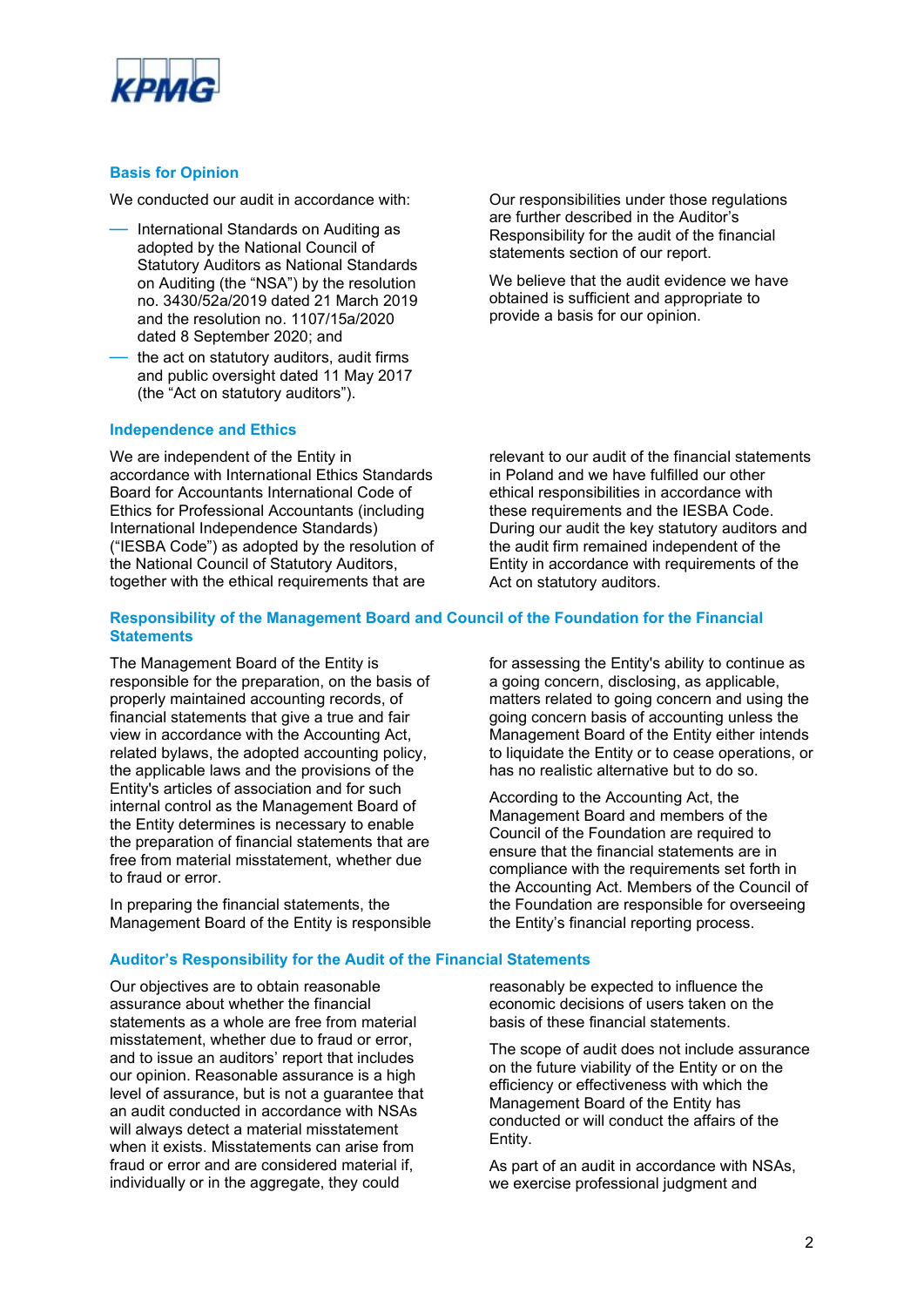## Basis for Opinion

We conducted our audit in accordance with:

- International Standards on Auditing as adopted by the National Council of Statutory Auditors as National Standards on Auditing (the "NSA") by the resolution no. 3430/52a/2019 dated 21 March 2019 and the resolution no. 1107/15a/2020 dated 8 September 2020; and
- the act on statutory auditors, audit firms and public oversight dated 11 May 2017 (the "Act on statutory auditors").

Our responsibilities under those regulations are further described in the Auditor's Responsibility for the audit of the financial statements section of our report.

We believe that the audit evidence we have obtained is sufficient and appropriate to provide a basis for our opinion.

## Independence and Ethics

We are independent of the Entity in accordance with International Ethics Standards Board for Accountants International Code of Ethics for Professional Accountants (including International Independence Standards) ("IESBA Code") as adopted by the resolution of the National Council of Statutory Auditors, together with the ethical requirements that are relevant to our audit of the financial statements in Poland and we have fulfilled our other ethical responsibilities in accordance with these requirements and the IESBA Code. During our audit the key statutory auditors and the audit firm remained independent of the Entity in accordance with requirements of the Act on statutory auditors.

## Responsibility of the Management Board and Council of the Foundation for the Financial Statements

The Management Board of the Entity is responsible for the preparation, on the basis of properly maintained accounting records, of financial statements that give a true and fair view in accordance with the Accounting Act, related bylaws, the adopted accounting policy, the applicable laws and the provisions of the Entity's articles of association and for such internal control as the Management Board of the Entity determines is necessary to enable the preparation of financial statements that are free from material misstatement, whether due to fraud or error.

In preparing the financial statements, the Management Board of the Entity is responsible for assessing the Entity's ability to continue as a going concern, disclosing, as applicable, matters related to going concern and using the going concern basis of accounting unless the Management Board of the Entity either intends to liquidate the Entity or to cease operations, or has no realistic alternative but to do so.

According to the Accounting Act, the Management Board and members of the Council of the Foundation are required to ensure that the financial statements are in compliance with the requirements set forth in the Accounting Act. Members of the Council of the Foundation are responsible for overseeing the Entity's financial reporting process.

## Auditor's Responsibility for the Audit of the Financial Statements

Our objectives are to obtain reasonable assurance about whether the financial statements as a whole are free from material misstatement, whether due to fraud or error, and to issue an auditors' report that includes our opinion. Reasonable assurance is a high level of assurance, but is not a guarantee that an audit conducted in accordance with NSAs will always detect a material misstatement when it exists. Misstatements can arise from fraud or error and are considered material if, individually or in the aggregate, they could reasonably be expected to influence the economic decisions of users taken on the basis of these financial statements.

The scope of audit does not include assurance on the future viability of the Entity or on the efficiency or effectiveness with which the Management Board of the Entity has conducted or will conduct the affairs of the Entity.

As part of an audit in accordance with NSAs, we exercise professional judgment and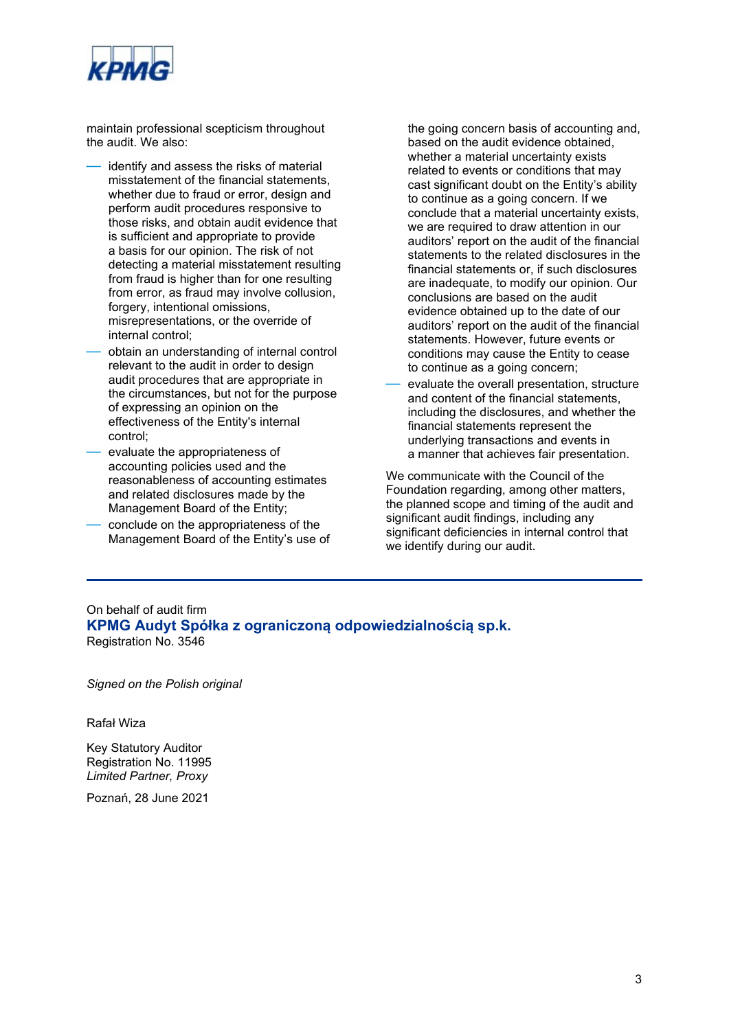maintain professional scepticism throughout the audit. We also:

- identify and assess the risks of material misstatement of the financial statements, whether due to fraud or error, design and perform audit procedures responsive to those risks, and obtain audit evidence that is sufficient and appropriate to provide a basis for our opinion. The risk of not detecting a material misstatement resulting from fraud is higher than for one resulting from error, as fraud may involve collusion, forgery, intentional omissions, misrepresentations, or the override of internal control;
- obtain an understanding of internal control relevant to the audit in order to design audit procedures that are appropriate in the circumstances, but not for the purpose of expressing an opinion on the effectiveness of the Entity's internal control;
- evaluate the appropriateness of accounting policies used and the reasonableness of accounting estimates and related disclosures made by the Management Board of the Entity;
- conclude on the appropriateness of the Management Board of the Entity's use of the going concern basis of accounting and, based on the audit evidence obtained, whether a material uncertainty exists related to events or conditions that may cast significant doubt on the Entity's ability to continue as a going concern. If we conclude that a material uncertainty exists, we are required to draw attention in our auditors' report on the audit of the financial statements to the related disclosures in the financial statements or, if such disclosures are inadequate, to modify our opinion. Our conclusions are based on the audit evidence obtained up to the date of our auditors' report on the audit of the financial statements. However, future events or conditions may cause the Entity to cease to continue as a going concern;
- evaluate the overall presentation, structure and content of the financial statements, including the disclosures, and whether the financial statements represent the underlying transactions and events in a manner that achieves fair presentation.

We communicate with the Council of the Foundation regarding, among other matters, the planned scope and timing of the audit and significant audit findings, including any significant deficiencies in internal control that we identify during our audit.

---

On behalf of audit firm
**KPMG Audyt Spółka z ograniczoną odpowiedzialnością sp.k.**
Registration No. 3546

*Signed on the Polish original*

Rafał Wiza

Key Statutory Auditor
Registration No. 11995
*Limited Partner, Proxy*

Poznań, 28 June 2021